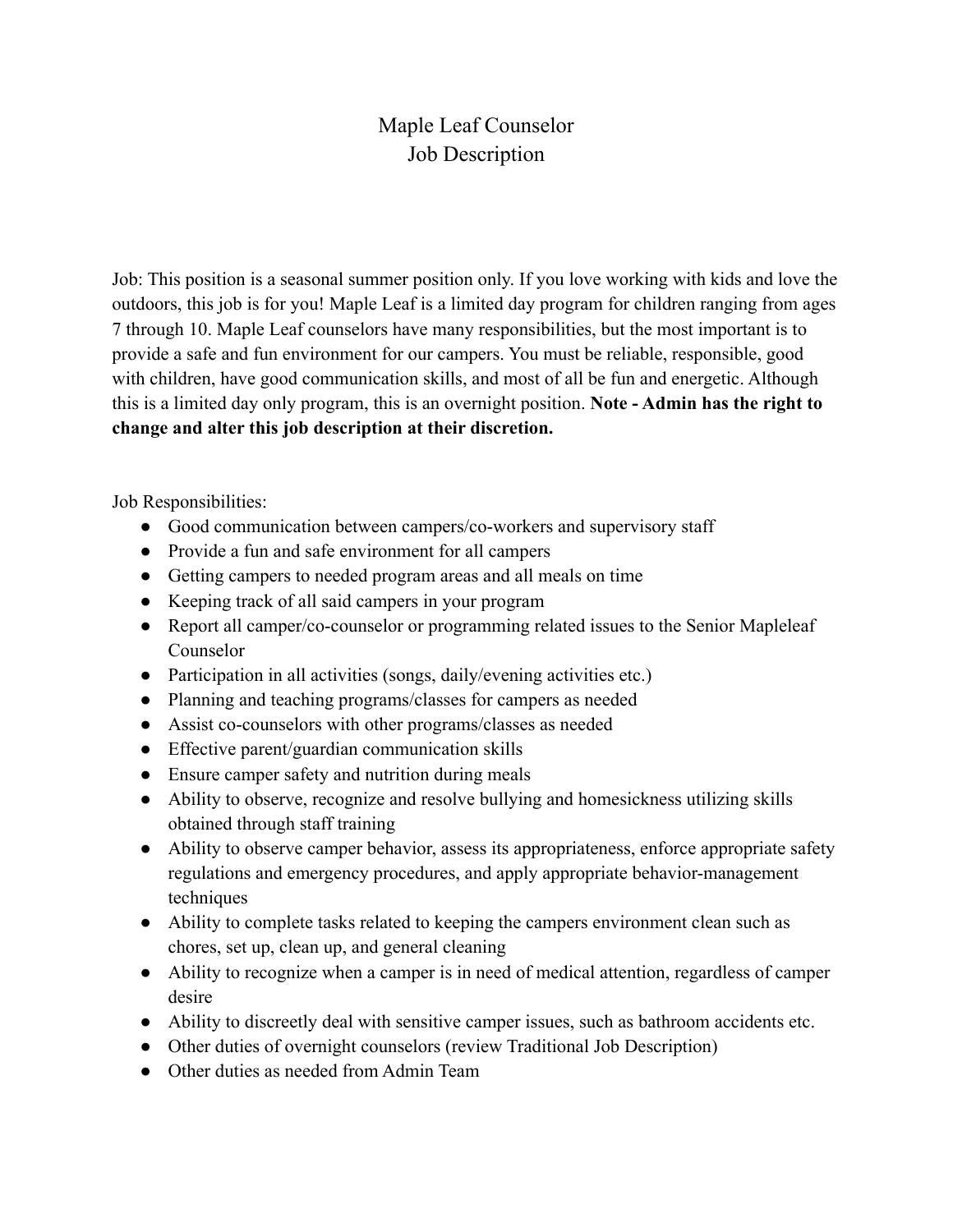# Maple Leaf Counselor
## Job Description

Job: This position is a seasonal summer position only. If you love working with kids and love the outdoors, this job is for you! Maple Leaf is a limited day program for children ranging from ages 7 through 10. Maple Leaf counselors have many responsibilities, but the most important is to provide a safe and fun environment for our campers. You must be reliable, responsible, good with children, have good communication skills, and most of all be fun and energetic. Although this is a limited day only program, this is an overnight position. **Note - Admin has the right to change and alter this job description at their discretion.**

Job Responsibilities:

- Good communication between campers/co-workers and supervisory staff
- Provide a fun and safe environment for all campers
- Getting campers to needed program areas and all meals on time
- Keeping track of all said campers in your program
- Report all camper/co-counselor or programming related issues to the Senior Mapleleaf Counselor
- Participation in all activities (songs, daily/evening activities etc.)
- Planning and teaching programs/classes for campers as needed
- Assist co-counselors with other programs/classes as needed
- Effective parent/guardian communication skills
- Ensure camper safety and nutrition during meals
- Ability to observe, recognize and resolve bullying and homesickness utilizing skills obtained through staff training
- Ability to observe camper behavior, assess its appropriateness, enforce appropriate safety regulations and emergency procedures, and apply appropriate behavior-management techniques
- Ability to complete tasks related to keeping the campers environment clean such as chores, set up, clean up, and general cleaning
- Ability to recognize when a camper is in need of medical attention, regardless of camper desire
- Ability to discreetly deal with sensitive camper issues, such as bathroom accidents etc.
- Other duties of overnight counselors (review Traditional Job Description)
- Other duties as needed from Admin Team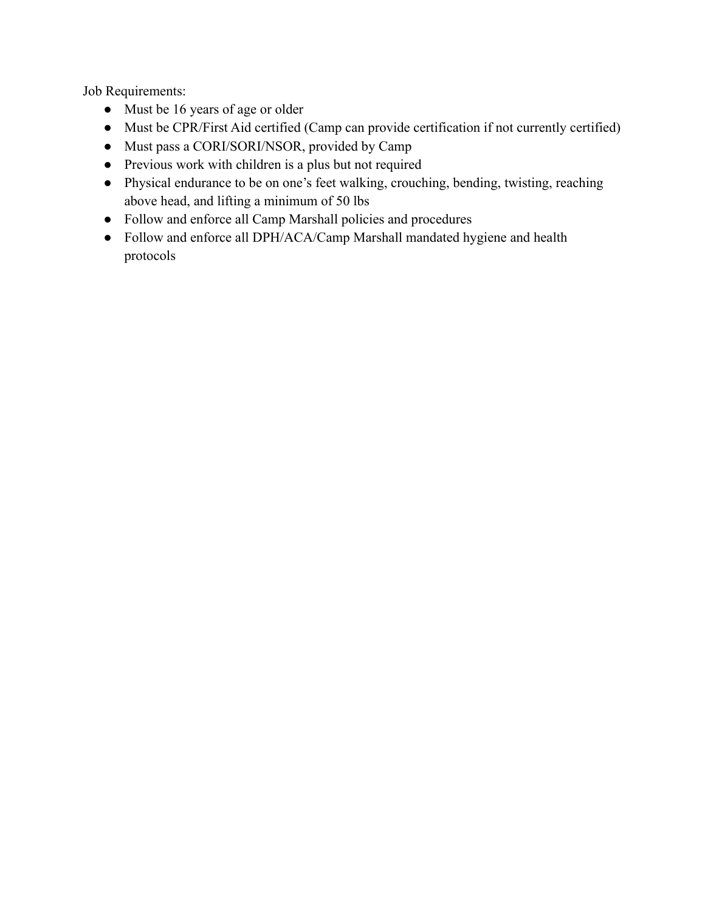Job Requirements:

- Must be 16 years of age or older
- Must be CPR/First Aid certified (Camp can provide certification if not currently certified)
- Must pass a CORI/SORI/NSOR, provided by Camp
- Previous work with children is a plus but not required
- Physical endurance to be on one's feet walking, crouching, bending, twisting, reaching above head, and lifting a minimum of 50 lbs
- Follow and enforce all Camp Marshall policies and procedures
- Follow and enforce all DPH/ACA/Camp Marshall mandated hygiene and health protocols